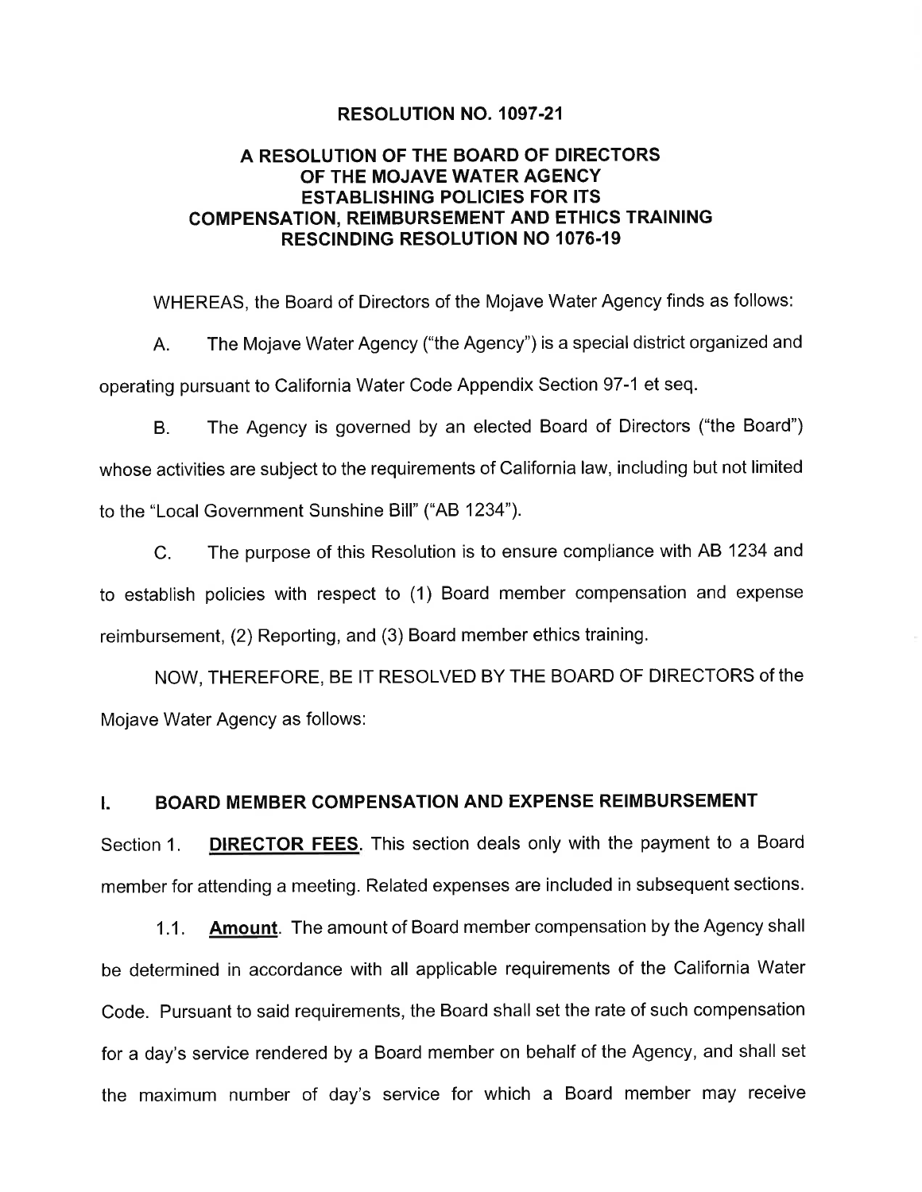# RESOLUTION NO. 1097-21

## A RESOLUTION OF THE BOARD OF DIRECTORS OF THE MOJAVE WATER AGENCY ESTABLISHING POLICIES FOR ITS COMPENSATION, REIMBURSEMENT AND ETHICS TRAINING RESCINDING RESOLUTION NO 1076-19

WHEREAS, the Board of Directors of the Mojave Water Agency finds as follows:

A. The Mojave Water Agency ("the Agency") is a special district organized and operating pursuant to California Water Code Appendix Section 97-1 et seq.

B. The Agency is governed by an elected Board of Directors ("the Board") whose activities are subject to the requirements of California law, including but not limited to the "Local Government Sunshine Bill" ("AB 1234").

C. The purpose of this Resolution is to ensure compliance with AB 1234 and to establish policies with respect to (1) Board member compensation and expense reimbursement, (2) Reporting, and (3) Board member ethics training.

NOW, THEREFORE, BE IT RESOLVED BY THE BOARD OF DIRECTORS of the Mojave Water Agency as follows:

## I. BOARD MEMBER COMPENSATION AND EXPENSE REIMBURSEMENT

Section 1. **DIRECTOR FEES**. This section deals only with the payment to a Board member for attending a meeting. Related expenses are included in subsequent sections.

1.1. **Amount**. The amount of Board member compensation by the Agency shall be determined in accordance with all applicable requirements of the California Water Code. Pursuant to said requirements, the Board shall set the rate of such compensation for a day's service rendered by a Board member on behalf of the Agency, and shall set the maximum number of day's service for which a Board member may receive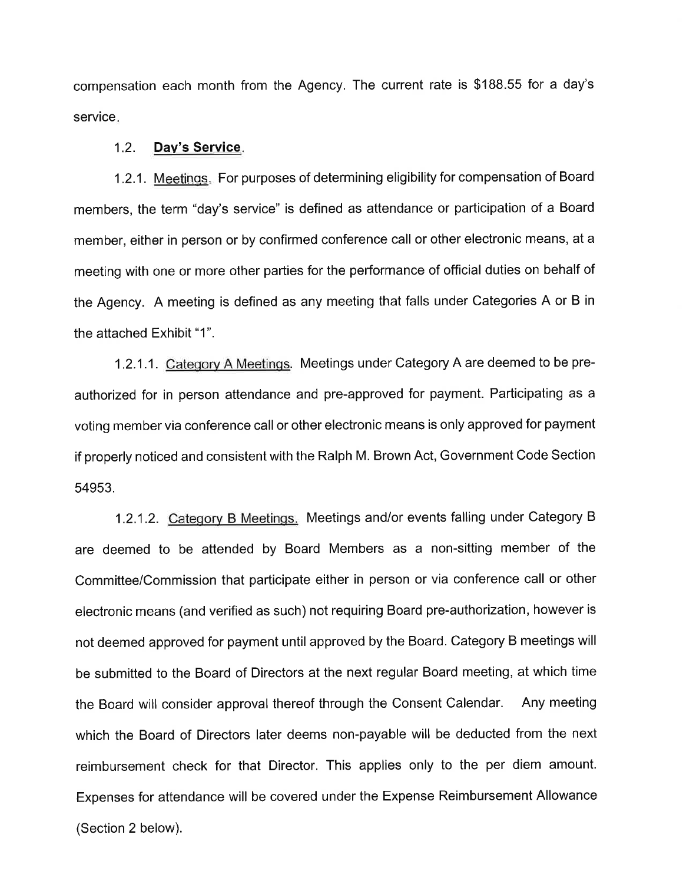compensation each month from the Agency. The current rate is $188.55 for a day's service.

1.2. **Day's Service**.

1.2.1. Meetings. For purposes of determining eligibility for compensation of Board members, the term "day's service" is defined as attendance or participation of a Board member, either in person or by confirmed conference call or other electronic means, at a meeting with one or more other parties for the performance of official duties on behalf of the Agency. A meeting is defined as any meeting that falls under Categories A or B in the attached Exhibit "1".

1.2.1.1. Category A Meetings. Meetings under Category A are deemed to be pre-authorized for in person attendance and pre-approved for payment. Participating as a voting member via conference call or other electronic means is only approved for payment if properly noticed and consistent with the Ralph M. Brown Act, Government Code Section 54953.

1.2.1.2. Category B Meetings. Meetings and/or events falling under Category B are deemed to be attended by Board Members as a non-sitting member of the Committee/Commission that participate either in person or via conference call or other electronic means (and verified as such) not requiring Board pre-authorization, however is not deemed approved for payment until approved by the Board. Category B meetings will be submitted to the Board of Directors at the next regular Board meeting, at which time the Board will consider approval thereof through the Consent Calendar. Any meeting which the Board of Directors later deems non-payable will be deducted from the next reimbursement check for that Director. This applies only to the per diem amount. Expenses for attendance will be covered under the Expense Reimbursement Allowance (Section 2 below).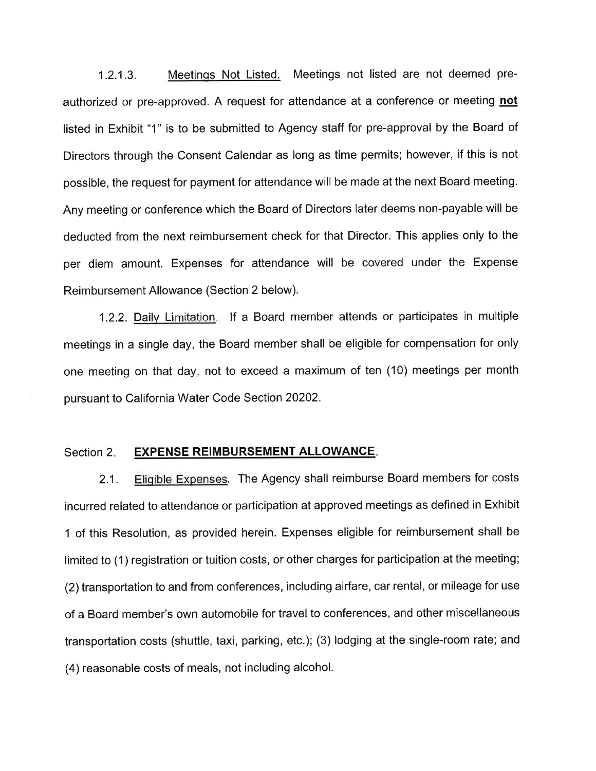1.2.1.3. Meetings Not Listed. Meetings not listed are not deemed pre-authorized or pre-approved. A request for attendance at a conference or meeting **not** listed in Exhibit "1" is to be submitted to Agency staff for pre-approval by the Board of Directors through the Consent Calendar as long as time permits; however, if this is not possible, the request for payment for attendance will be made at the next Board meeting. Any meeting or conference which the Board of Directors later deems non-payable will be deducted from the next reimbursement check for that Director. This applies only to the per diem amount. Expenses for attendance will be covered under the Expense Reimbursement Allowance (Section 2 below).

1.2.2. Daily Limitation. If a Board member attends or participates in multiple meetings in a single day, the Board member shall be eligible for compensation for only one meeting on that day, not to exceed a maximum of ten (10) meetings per month pursuant to California Water Code Section 20202.

## Section 2. **EXPENSE REIMBURSEMENT ALLOWANCE.**

2.1. Eligible Expenses. The Agency shall reimburse Board members for costs incurred related to attendance or participation at approved meetings as defined in Exhibit 1 of this Resolution, as provided herein. Expenses eligible for reimbursement shall be limited to (1) registration or tuition costs, or other charges for participation at the meeting; (2) transportation to and from conferences, including airfare, car rental, or mileage for use of a Board member's own automobile for travel to conferences, and other miscellaneous transportation costs (shuttle, taxi, parking, etc.); (3) lodging at the single-room rate; and (4) reasonable costs of meals, not including alcohol.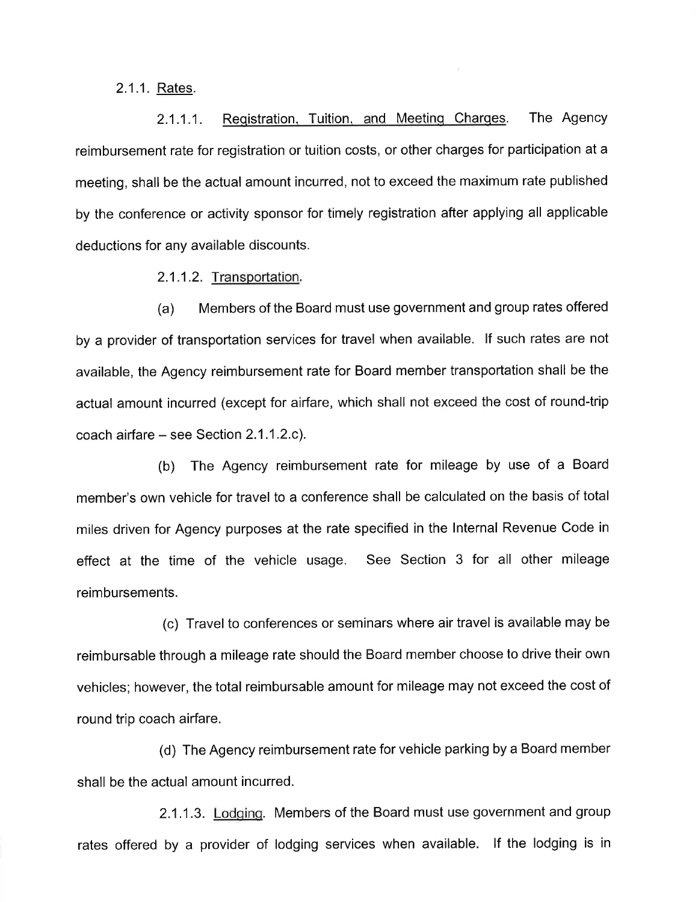2.1.1. Rates.

2.1.1.1. Registration, Tuition, and Meeting Charges. The Agency reimbursement rate for registration or tuition costs, or other charges for participation at a meeting, shall be the actual amount incurred, not to exceed the maximum rate published by the conference or activity sponsor for timely registration after applying all applicable deductions for any available discounts.

2.1.1.2. Transportation.

(a) Members of the Board must use government and group rates offered by a provider of transportation services for travel when available. If such rates are not available, the Agency reimbursement rate for Board member transportation shall be the actual amount incurred (except for airfare, which shall not exceed the cost of round-trip coach airfare – see Section 2.1.1.2.c).

(b) The Agency reimbursement rate for mileage by use of a Board member's own vehicle for travel to a conference shall be calculated on the basis of total miles driven for Agency purposes at the rate specified in the Internal Revenue Code in effect at the time of the vehicle usage. See Section 3 for all other mileage reimbursements.

(c) Travel to conferences or seminars where air travel is available may be reimbursable through a mileage rate should the Board member choose to drive their own vehicles; however, the total reimbursable amount for mileage may not exceed the cost of round trip coach airfare.

(d) The Agency reimbursement rate for vehicle parking by a Board member shall be the actual amount incurred.

2.1.1.3. Lodging. Members of the Board must use government and group rates offered by a provider of lodging services when available. If the lodging is in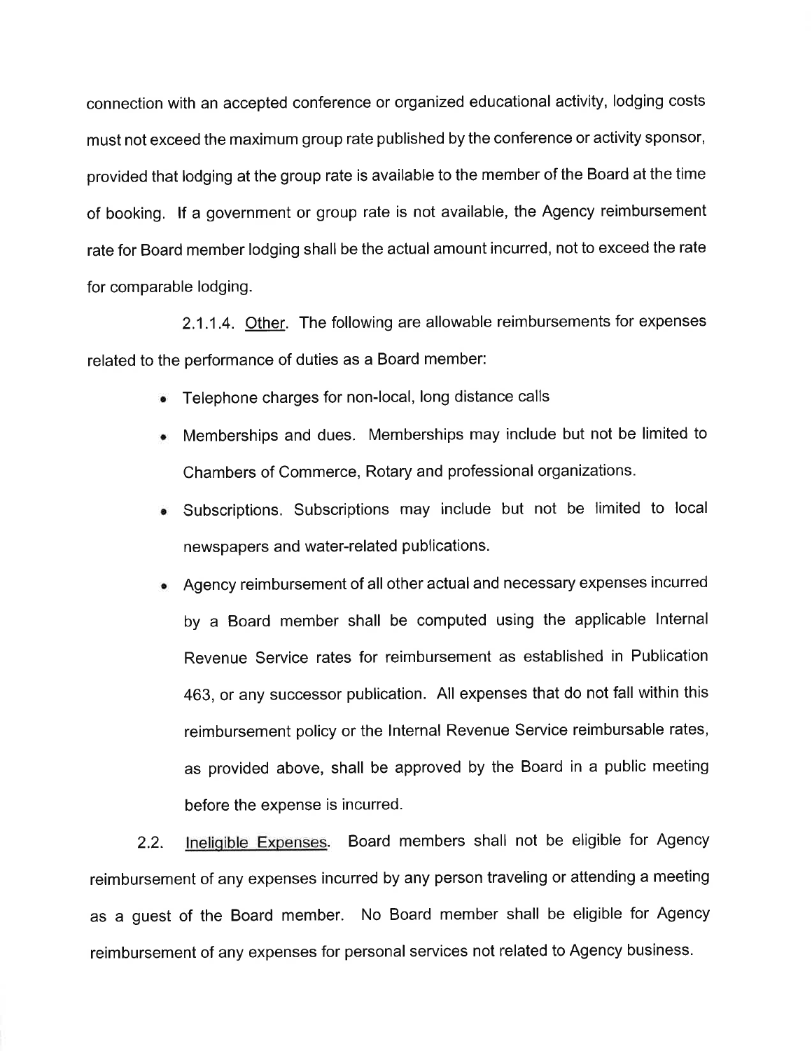connection with an accepted conference or organized educational activity, lodging costs must not exceed the maximum group rate published by the conference or activity sponsor, provided that lodging at the group rate is available to the member of the Board at the time of booking. If a government or group rate is not available, the Agency reimbursement rate for Board member lodging shall be the actual amount incurred, not to exceed the rate for comparable lodging.

2.1.1.4. Other. The following are allowable reimbursements for expenses related to the performance of duties as a Board member:

- Telephone charges for non-local, long distance calls
- Memberships and dues. Memberships may include but not be limited to Chambers of Commerce, Rotary and professional organizations.
- Subscriptions. Subscriptions may include but not be limited to local newspapers and water-related publications.
- Agency reimbursement of all other actual and necessary expenses incurred by a Board member shall be computed using the applicable Internal Revenue Service rates for reimbursement as established in Publication 463, or any successor publication. All expenses that do not fall within this reimbursement policy or the Internal Revenue Service reimbursable rates, as provided above, shall be approved by the Board in a public meeting before the expense is incurred.

2.2. Ineligible Expenses. Board members shall not be eligible for Agency reimbursement of any expenses incurred by any person traveling or attending a meeting as a guest of the Board member. No Board member shall be eligible for Agency reimbursement of any expenses for personal services not related to Agency business.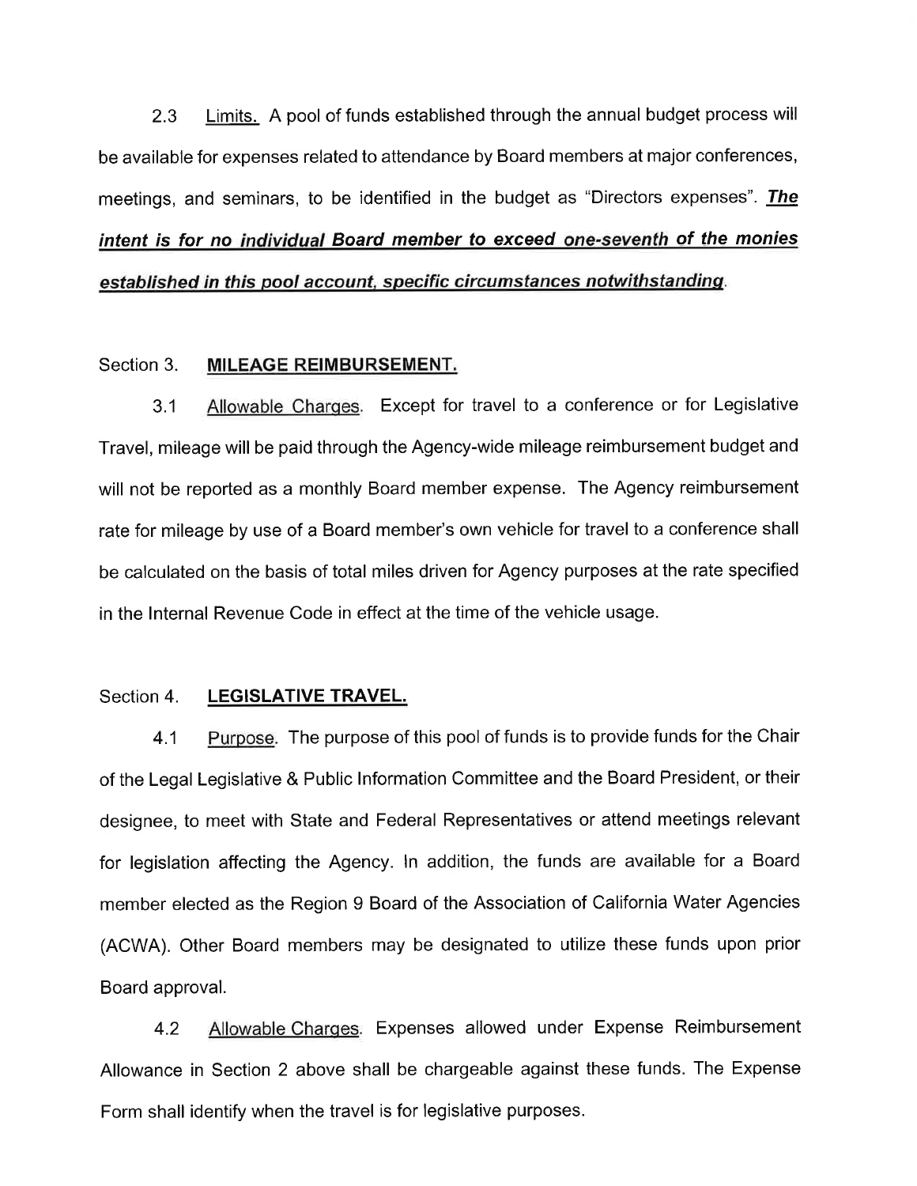2.3 Limits. A pool of funds established through the annual budget process will be available for expenses related to attendance by Board members at major conferences, meetings, and seminars, to be identified in the budget as "Directors expenses". ***The intent is for no individual Board member to exceed one-seventh of the monies established in this pool account, specific circumstances notwithstanding***.

## Section 3. MILEAGE REIMBURSEMENT.

3.1 Allowable Charges. Except for travel to a conference or for Legislative Travel, mileage will be paid through the Agency-wide mileage reimbursement budget and will not be reported as a monthly Board member expense. The Agency reimbursement rate for mileage by use of a Board member's own vehicle for travel to a conference shall be calculated on the basis of total miles driven for Agency purposes at the rate specified in the Internal Revenue Code in effect at the time of the vehicle usage.

## Section 4. LEGISLATIVE TRAVEL.

4.1 Purpose. The purpose of this pool of funds is to provide funds for the Chair of the Legal Legislative & Public Information Committee and the Board President, or their designee, to meet with State and Federal Representatives or attend meetings relevant for legislation affecting the Agency. In addition, the funds are available for a Board member elected as the Region 9 Board of the Association of California Water Agencies (ACWA). Other Board members may be designated to utilize these funds upon prior Board approval.

4.2 Allowable Charges. Expenses allowed under Expense Reimbursement Allowance in Section 2 above shall be chargeable against these funds. The Expense Form shall identify when the travel is for legislative purposes.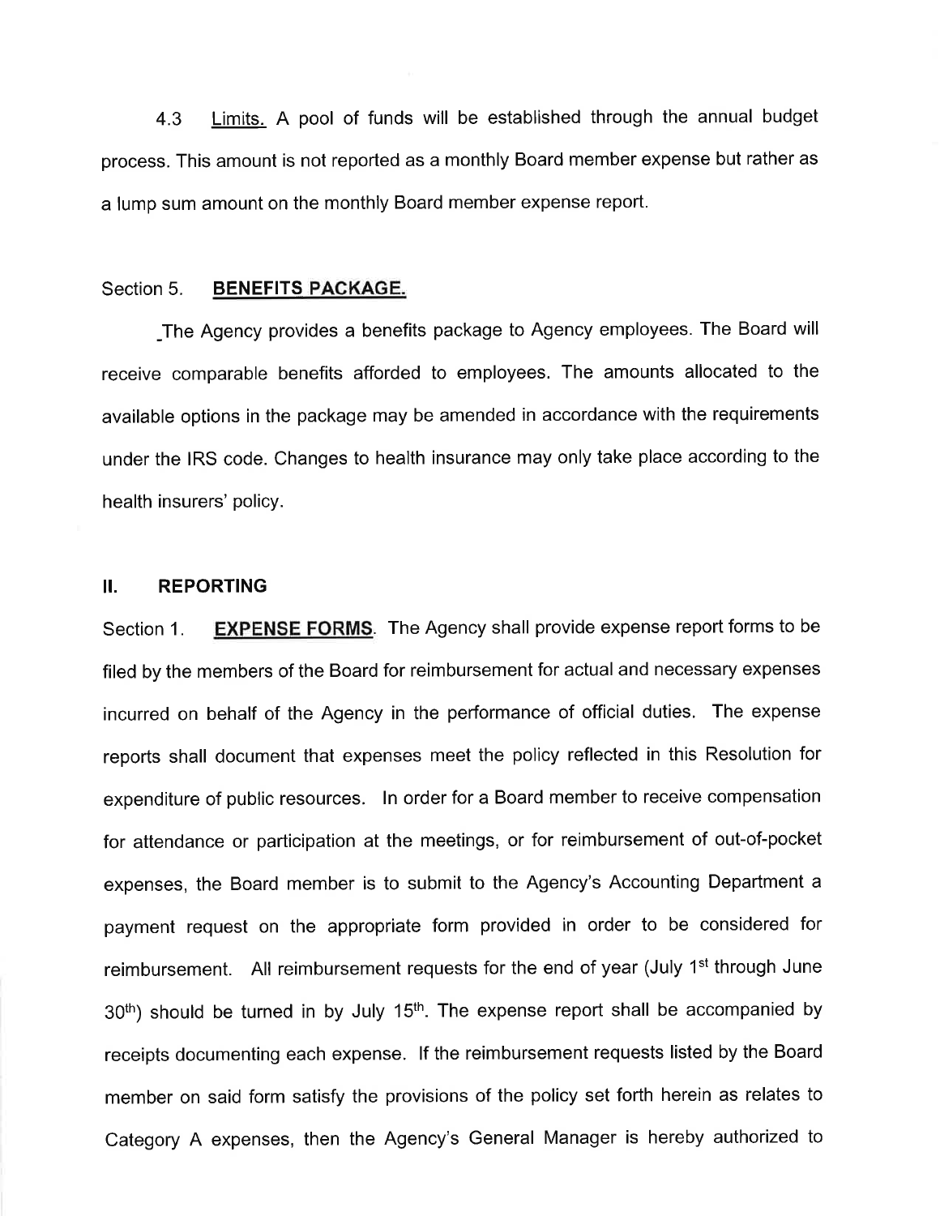4.3 Limits. A pool of funds will be established through the annual budget process. This amount is not reported as a monthly Board member expense but rather as a lump sum amount on the monthly Board member expense report.

Section 5. **BENEFITS PACKAGE.**

The Agency provides a benefits package to Agency employees. The Board will receive comparable benefits afforded to employees. The amounts allocated to the available options in the package may be amended in accordance with the requirements under the IRS code. Changes to health insurance may only take place according to the health insurers' policy.

## II. REPORTING

Section 1. **EXPENSE FORMS**. The Agency shall provide expense report forms to be filed by the members of the Board for reimbursement for actual and necessary expenses incurred on behalf of the Agency in the performance of official duties. The expense reports shall document that expenses meet the policy reflected in this Resolution for expenditure of public resources. In order for a Board member to receive compensation for attendance or participation at the meetings, or for reimbursement of out-of-pocket expenses, the Board member is to submit to the Agency's Accounting Department a payment request on the appropriate form provided in order to be considered for reimbursement. All reimbursement requests for the end of year (July 1st through June 30th) should be turned in by July 15th. The expense report shall be accompanied by receipts documenting each expense. If the reimbursement requests listed by the Board member on said form satisfy the provisions of the policy set forth herein as relates to Category A expenses, then the Agency's General Manager is hereby authorized to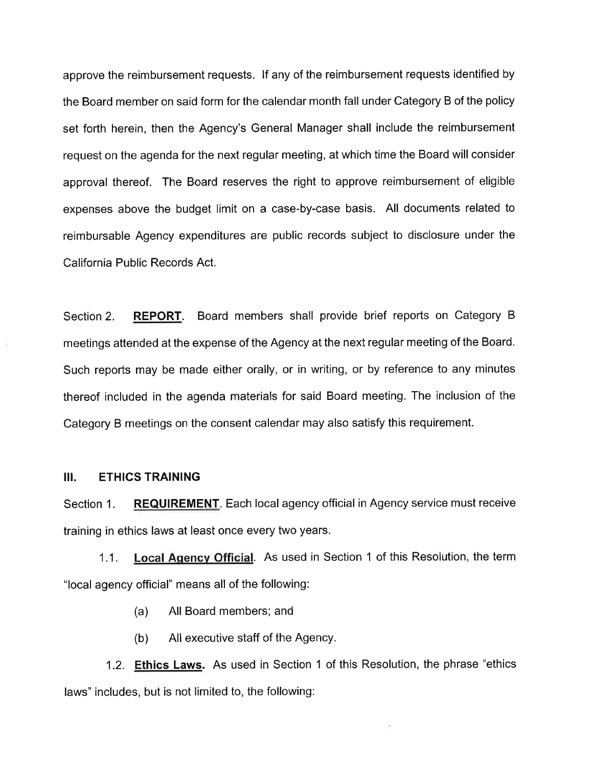approve the reimbursement requests. If any of the reimbursement requests identified by the Board member on said form for the calendar month fall under Category B of the policy set forth herein, then the Agency's General Manager shall include the reimbursement request on the agenda for the next regular meeting, at which time the Board will consider approval thereof. The Board reserves the right to approve reimbursement of eligible expenses above the budget limit on a case-by-case basis. All documents related to reimbursable Agency expenditures are public records subject to disclosure under the California Public Records Act.

Section 2. **REPORT**. Board members shall provide brief reports on Category B meetings attended at the expense of the Agency at the next regular meeting of the Board. Such reports may be made either orally, or in writing, or by reference to any minutes thereof included in the agenda materials for said Board meeting. The inclusion of the Category B meetings on the consent calendar may also satisfy this requirement.

## III. ETHICS TRAINING

Section 1. **REQUIREMENT**. Each local agency official in Agency service must receive training in ethics laws at least once every two years.

1.1. **Local Agency Official**. As used in Section 1 of this Resolution, the term "local agency official" means all of the following:

(a) All Board members; and

(b) All executive staff of the Agency.

1.2. **Ethics Laws.** As used in Section 1 of this Resolution, the phrase "ethics laws" includes, but is not limited to, the following: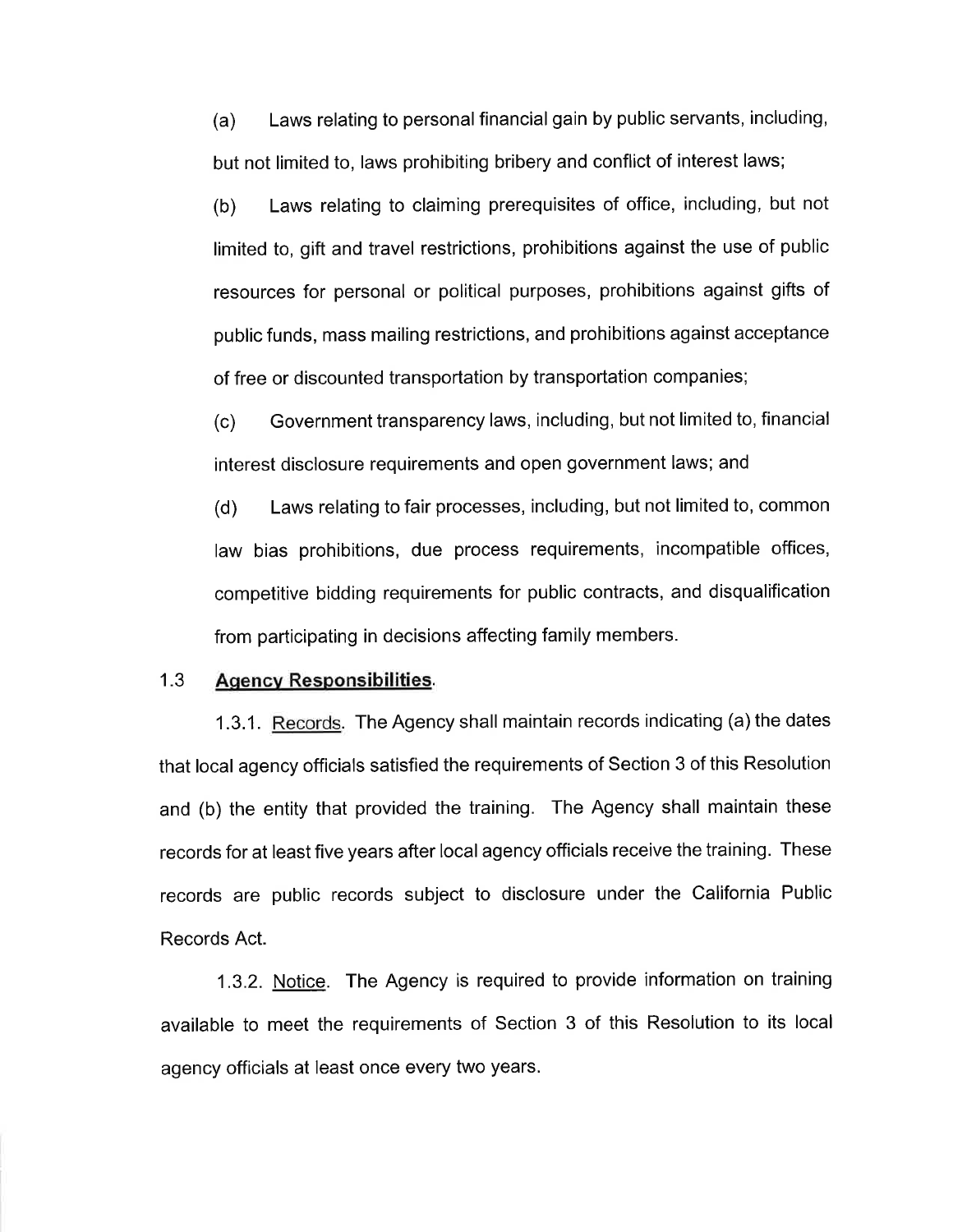(a) Laws relating to personal financial gain by public servants, including, but not limited to, laws prohibiting bribery and conflict of interest laws;

(b) Laws relating to claiming prerequisites of office, including, but not limited to, gift and travel restrictions, prohibitions against the use of public resources for personal or political purposes, prohibitions against gifts of public funds, mass mailing restrictions, and prohibitions against acceptance of free or discounted transportation by transportation companies;

(c) Government transparency laws, including, but not limited to, financial interest disclosure requirements and open government laws; and

(d) Laws relating to fair processes, including, but not limited to, common law bias prohibitions, due process requirements, incompatible offices, competitive bidding requirements for public contracts, and disqualification from participating in decisions affecting family members.

### 1.3 **Agency Responsibilities**.

1.3.1. Records. The Agency shall maintain records indicating (a) the dates that local agency officials satisfied the requirements of Section 3 of this Resolution and (b) the entity that provided the training. The Agency shall maintain these records for at least five years after local agency officials receive the training. These records are public records subject to disclosure under the California Public Records Act.

1.3.2. Notice. The Agency is required to provide information on training available to meet the requirements of Section 3 of this Resolution to its local agency officials at least once every two years.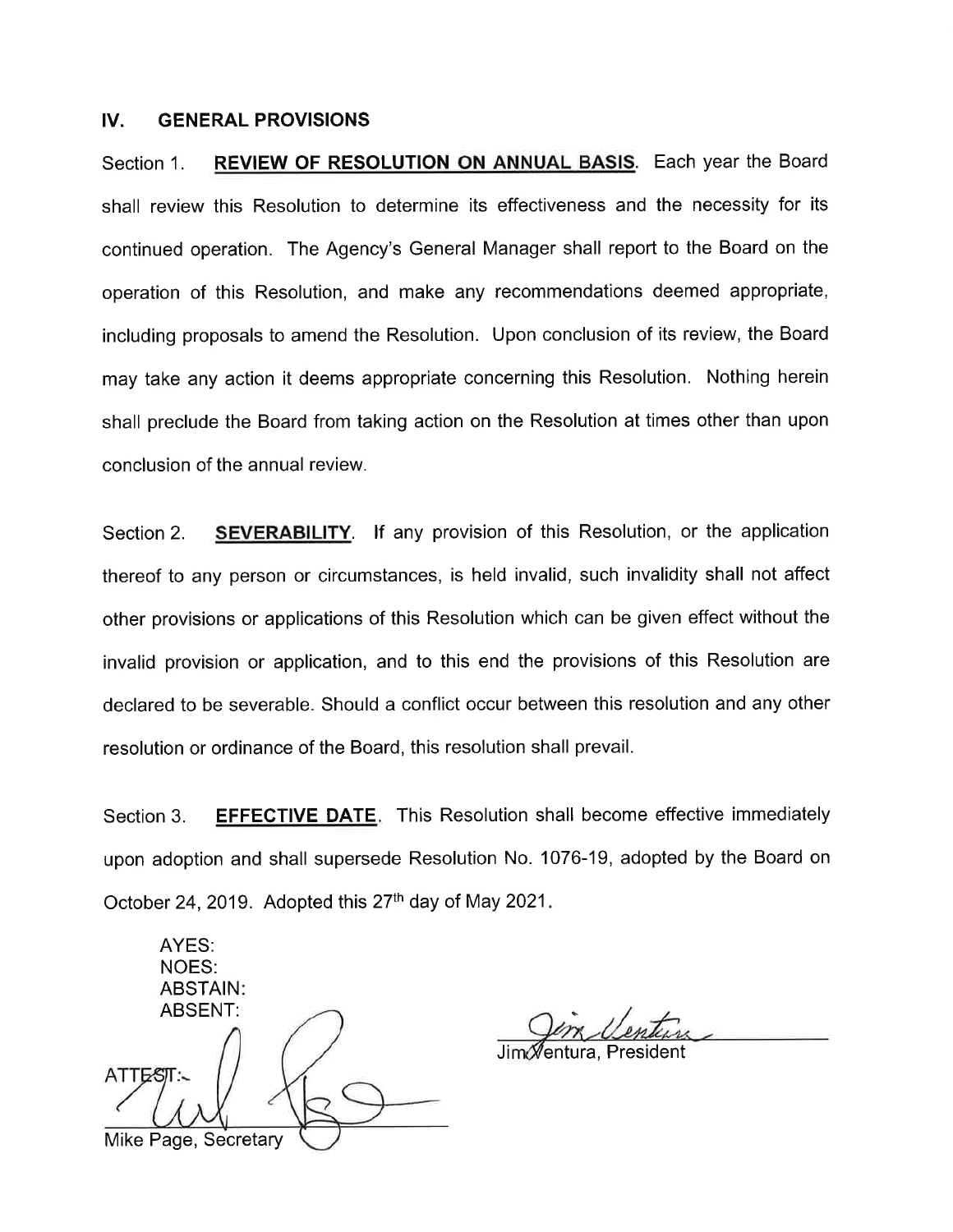## IV. GENERAL PROVISIONS

Section 1. **REVIEW OF RESOLUTION ON ANNUAL BASIS**. Each year the Board shall review this Resolution to determine its effectiveness and the necessity for its continued operation. The Agency's General Manager shall report to the Board on the operation of this Resolution, and make any recommendations deemed appropriate, including proposals to amend the Resolution. Upon conclusion of its review, the Board may take any action it deems appropriate concerning this Resolution. Nothing herein shall preclude the Board from taking action on the Resolution at times other than upon conclusion of the annual review.

Section 2. **SEVERABILITY**. If any provision of this Resolution, or the application thereof to any person or circumstances, is held invalid, such invalidity shall not affect other provisions or applications of this Resolution which can be given effect without the invalid provision or application, and to this end the provisions of this Resolution are declared to be severable. Should a conflict occur between this resolution and any other resolution or ordinance of the Board, this resolution shall prevail.

Section 3. **EFFECTIVE DATE**. This Resolution shall become effective immediately upon adoption and shall supersede Resolution No. 1076-19, adopted by the Board on October 24, 2019. Adopted this 27th day of May 2021.

AYES:
NOES:
ABSTAIN:
ABSENT:

ATTEST:

Mike Page, Secretary

Jim Ventura, President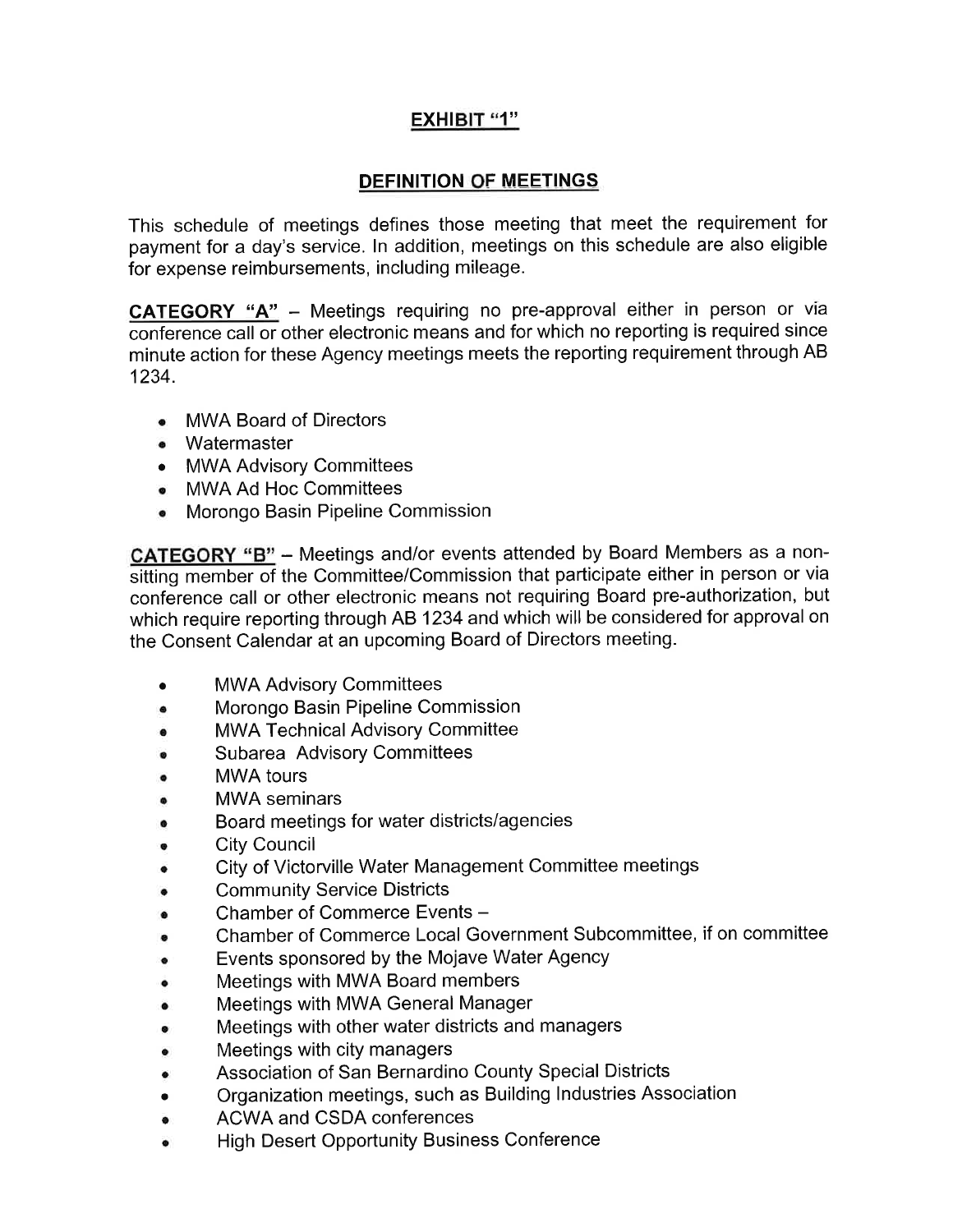# EXHIBIT "1"

## DEFINITION OF MEETINGS

This schedule of meetings defines those meeting that meet the requirement for payment for a day's service. In addition, meetings on this schedule are also eligible for expense reimbursements, including mileage.

**CATEGORY "A"** – Meetings requiring no pre-approval either in person or via conference call or other electronic means and for which no reporting is required since minute action for these Agency meetings meets the reporting requirement through AB 1234.

- MWA Board of Directors
- Watermaster
- MWA Advisory Committees
- MWA Ad Hoc Committees
- Morongo Basin Pipeline Commission

**CATEGORY "B"** – Meetings and/or events attended by Board Members as a non-sitting member of the Committee/Commission that participate either in person or via conference call or other electronic means not requiring Board pre-authorization, but which require reporting through AB 1234 and which will be considered for approval on the Consent Calendar at an upcoming Board of Directors meeting.

- MWA Advisory Committees
- Morongo Basin Pipeline Commission
- MWA Technical Advisory Committee
- Subarea Advisory Committees
- MWA tours
- MWA seminars
- Board meetings for water districts/agencies
- City Council
- City of Victorville Water Management Committee meetings
- Community Service Districts
- Chamber of Commerce Events –
- Chamber of Commerce Local Government Subcommittee, if on committee
- Events sponsored by the Mojave Water Agency
- Meetings with MWA Board members
- Meetings with MWA General Manager
- Meetings with other water districts and managers
- Meetings with city managers
- Association of San Bernardino County Special Districts
- Organization meetings, such as Building Industries Association
- ACWA and CSDA conferences
- High Desert Opportunity Business Conference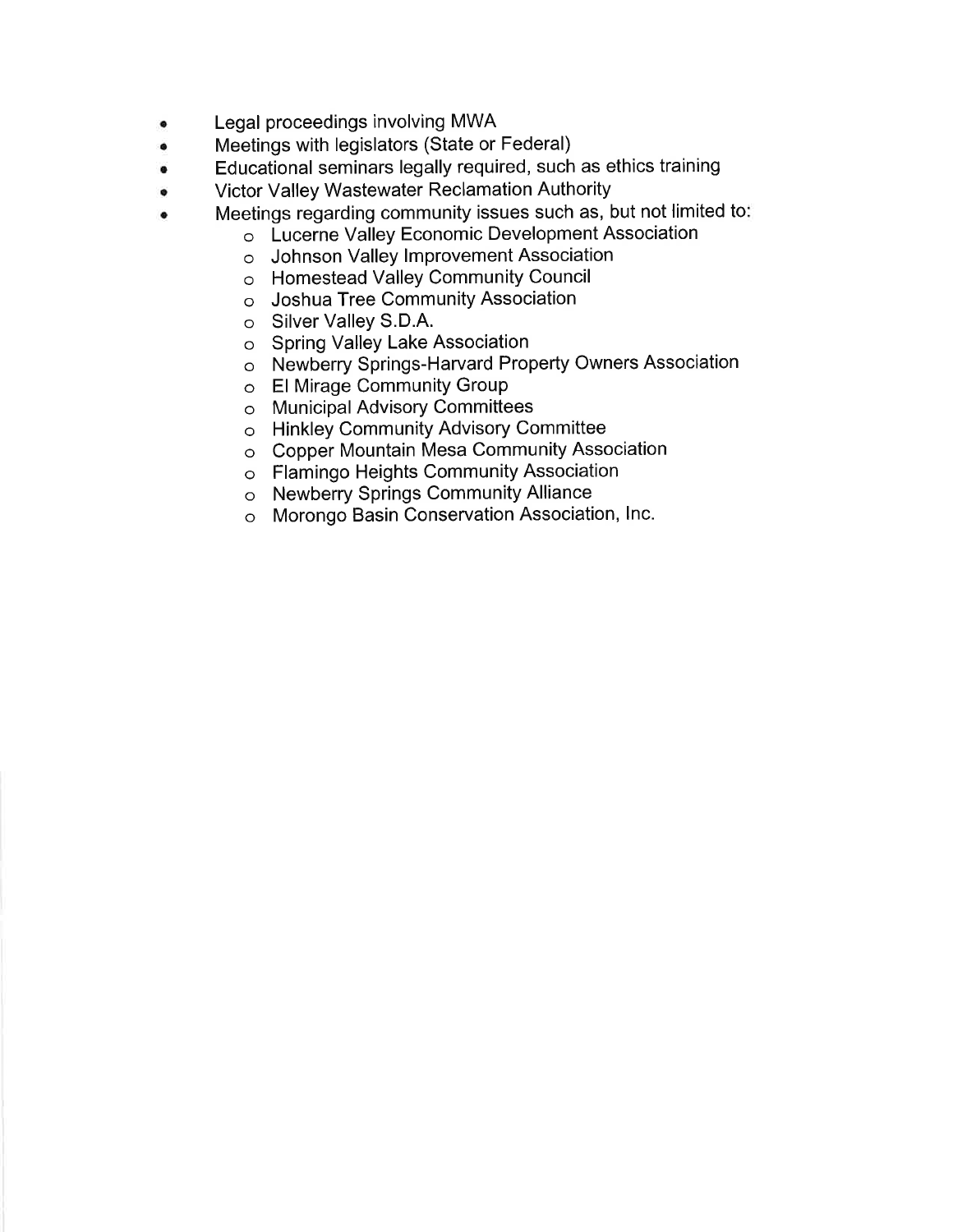- Legal proceedings involving MWA
- Meetings with legislators (State or Federal)
- Educational seminars legally required, such as ethics training
- Victor Valley Wastewater Reclamation Authority
- Meetings regarding community issues such as, but not limited to:
    - Lucerne Valley Economic Development Association
    - Johnson Valley Improvement Association
    - Homestead Valley Community Council
    - Joshua Tree Community Association
    - Silver Valley S.D.A.
    - Spring Valley Lake Association
    - Newberry Springs-Harvard Property Owners Association
    - El Mirage Community Group
    - Municipal Advisory Committees
    - Hinkley Community Advisory Committee
    - Copper Mountain Mesa Community Association
    - Flamingo Heights Community Association
    - Newberry Springs Community Alliance
    - Morongo Basin Conservation Association, Inc.